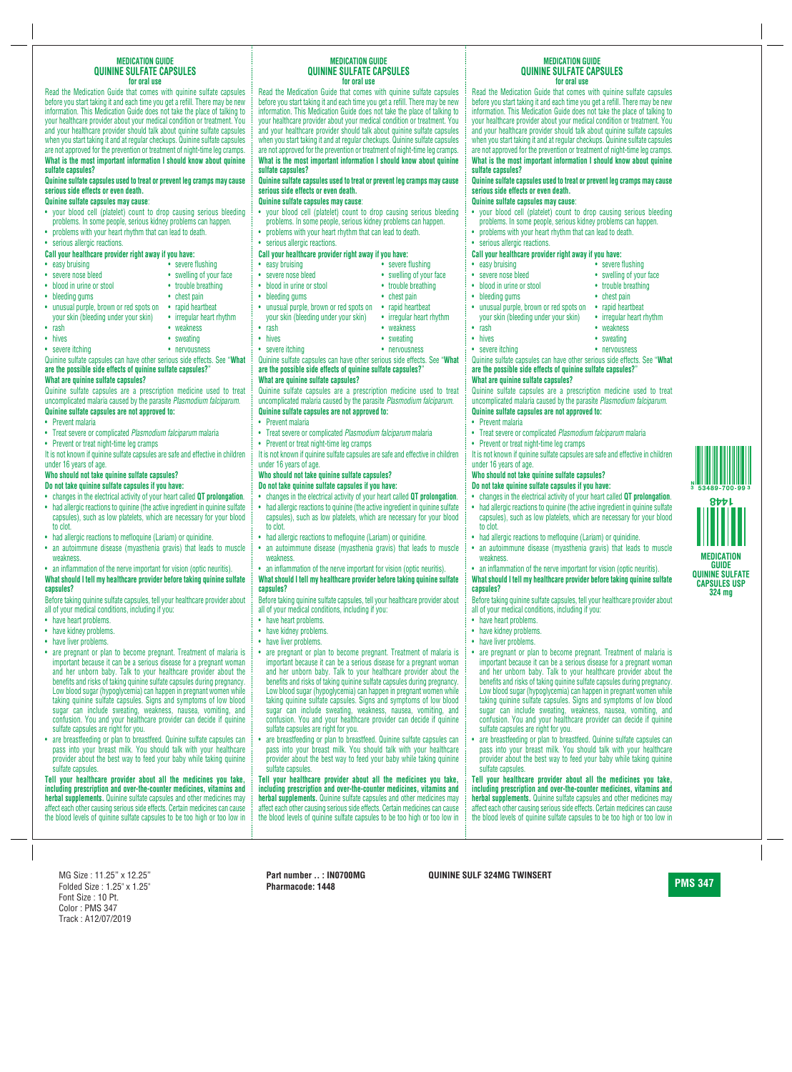# MEDICATION GUIDE
## QUININE SULFATE CAPSULES
### for oral use

Read the Medication Guide that comes with quinine sulfate capsules before you start taking it and each time you get a refill. There may be new information. This Medication Guide does not take the place of talking to your healthcare provider about your medical condition or treatment. You and your healthcare provider should talk about quinine sulfate capsules when you start taking it and at regular checkups. Quinine sulfate capsules are not approved for the prevention or treatment of night-time leg cramps.

**What is the most important information I should know about quinine sulfate capsules?**

**Quinine sulfate capsules used to treat or prevent leg cramps may cause serious side effects or even death.**

**Quinine sulfate capsules may cause**:

- your blood cell (platelet) count to drop causing serious bleeding problems. In some people, serious kidney problems can happen.
- problems with your heart rhythm that can lead to death.
- serious allergic reactions.

**Call your healthcare provider right away if you have:**

- easy bruising
- severe nose bleed
- blood in urine or stool
- bleeding gums
- unusual purple, brown or red spots on your skin (bleeding under your skin)
- rash
- hives
- severe itching
- severe flushing
- swelling of your face
- trouble breathing
- chest pain
- rapid heartbeat
- irregular heart rhythm
- weakness
- sweating
- nervousness

Quinine sulfate capsules can have other serious side effects. See "**What are the possible side effects of quinine sulfate capsules?**"

**What are quinine sulfate capsules?**

Quinine sulfate capsules are a prescription medicine used to treat uncomplicated malaria caused by the parasite *Plasmodium falciparum.*

**Quinine sulfate capsules are not approved to:**

- Prevent malaria
- Treat severe or complicated *Plasmodium falciparum* malaria
- Prevent or treat night-time leg cramps

It is not known if quinine sulfate capsules are safe and effective in children under 16 years of age.

**Who should not take quinine sulfate capsules?**

**Do not take quinine sulfate capsules if you have:**

- changes in the electrical activity of your heart called **QT prolongation**.
- had allergic reactions to quinine (the active ingredient in quinine sulfate capsules), such as low platelets, which are necessary for your blood to clot.
- had allergic reactions to mefloquine (Lariam) or quinidine.
- an autoimmune disease (myasthenia gravis) that leads to muscle weakness.
- an inflammation of the nerve important for vision (optic neuritis).

**What should I tell my healthcare provider before taking quinine sulfate capsules?**

Before taking quinine sulfate capsules, tell your healthcare provider about all of your medical conditions, including if you:

- have heart problems.
- have kidney problems.
- have liver problems.
- are pregnant or plan to become pregnant. Treatment of malaria is important because it can be a serious disease for a pregnant woman and her unborn baby. Talk to your healthcare provider about the benefits and risks of taking quinine sulfate capsules during pregnancy. Low blood sugar (hypoglycemia) can happen in pregnant women while taking quinine sulfate capsules. Signs and symptoms of low blood sugar can include sweating, weakness, nausea, vomiting, and confusion. You and your healthcare provider can decide if quinine sulfate capsules are right for you.
- are breastfeeding or plan to breastfeed. Quinine sulfate capsules can pass into your breast milk. You should talk with your healthcare provider about the best way to feed your baby while taking quinine sulfate capsules.

**Tell your healthcare provider about all the medicines you take, including prescription and over-the-counter medicines, vitamins and herbal supplements.** Quinine sulfate capsules and other medicines may affect each other causing serious side effects. Certain medicines can cause the blood levels of quinine sulfate capsules to be too high or too low in

# MEDICATION GUIDE
## QUININE SULFATE CAPSULES
### for oral use

Read the Medication Guide that comes with quinine sulfate capsules before you start taking it and each time you get a refill. There may be new information. This Medication Guide does not take the place of talking to your healthcare provider about your medical condition or treatment. You and your healthcare provider should talk about quinine sulfate capsules when you start taking it and at regular checkups. Quinine sulfate capsules are not approved for the prevention or treatment of night-time leg cramps.

**What is the most important information I should know about quinine sulfate capsules?**

**Quinine sulfate capsules used to treat or prevent leg cramps may cause serious side effects or even death.**

**Quinine sulfate capsules may cause**:

- your blood cell (platelet) count to drop causing serious bleeding problems. In some people, serious kidney problems can happen.
- problems with your heart rhythm that can lead to death.
- serious allergic reactions.

**Call your healthcare provider right away if you have:**

- easy bruising
- severe nose bleed
- blood in urine or stool
- bleeding gums
- unusual purple, brown or red spots on your skin (bleeding under your skin)
- rash
- hives
- severe itching
- severe flushing
- swelling of your face
- trouble breathing
- chest pain
- rapid heartbeat
- irregular heart rhythm
- weakness
- sweating
- nervousness

Quinine sulfate capsules can have other serious side effects. See "**What are the possible side effects of quinine sulfate capsules?**"

**What are quinine sulfate capsules?**

Quinine sulfate capsules are a prescription medicine used to treat uncomplicated malaria caused by the parasite *Plasmodium falciparum.*

**Quinine sulfate capsules are not approved to:**

- Prevent malaria
- Treat severe or complicated *Plasmodium falciparum* malaria
- Prevent or treat night-time leg cramps

It is not known if quinine sulfate capsules are safe and effective in children under 16 years of age.

**Who should not take quinine sulfate capsules?**

**Do not take quinine sulfate capsules if you have:**

- changes in the electrical activity of your heart called **QT prolongation**.
- had allergic reactions to quinine (the active ingredient in quinine sulfate capsules), such as low platelets, which are necessary for your blood to clot.
- had allergic reactions to mefloquine (Lariam) or quinidine.
- an autoimmune disease (myasthenia gravis) that leads to muscle weakness.
- an inflammation of the nerve important for vision (optic neuritis).

**What should I tell my healthcare provider before taking quinine sulfate capsules?**

Before taking quinine sulfate capsules, tell your healthcare provider about all of your medical conditions, including if you:

- have heart problems.
- have kidney problems.
- have liver problems.
- are pregnant or plan to become pregnant. Treatment of malaria is important because it can be a serious disease for a pregnant woman and her unborn baby. Talk to your healthcare provider about the benefits and risks of taking quinine sulfate capsules during pregnancy. Low blood sugar (hypoglycemia) can happen in pregnant women while taking quinine sulfate capsules. Signs and symptoms of low blood sugar can include sweating, weakness, nausea, vomiting, and confusion. You and your healthcare provider can decide if quinine sulfate capsules are right for you.
- are breastfeeding or plan to breastfeed. Quinine sulfate capsules can pass into your breast milk. You should talk with your healthcare provider about the best way to feed your baby while taking quinine sulfate capsules.

**Tell your healthcare provider about all the medicines you take, including prescription and over-the-counter medicines, vitamins and herbal supplements.** Quinine sulfate capsules and other medicines may affect each other causing serious side effects. Certain medicines can cause the blood levels of quinine sulfate capsules to be too high or too low in

# MEDICATION GUIDE
## QUININE SULFATE CAPSULES
### for oral use

Read the Medication Guide that comes with quinine sulfate capsules before you start taking it and each time you get a refill. There may be new information. This Medication Guide does not take the place of talking to your healthcare provider about your medical condition or treatment. You and your healthcare provider should talk about quinine sulfate capsules when you start taking it and at regular checkups. Quinine sulfate capsules are not approved for the prevention or treatment of night-time leg cramps.

**What is the most important information I should know about quinine sulfate capsules?**

**Quinine sulfate capsules used to treat or prevent leg cramps may cause serious side effects or even death.**

**Quinine sulfate capsules may cause**:

- your blood cell (platelet) count to drop causing serious bleeding problems. In some people, serious kidney problems can happen.
- problems with your heart rhythm that can lead to death.
- serious allergic reactions.

**Call your healthcare provider right away if you have:**

- easy bruising
- severe nose bleed
- blood in urine or stool
- bleeding gums
- unusual purple, brown or red spots on your skin (bleeding under your skin)
- rash
- hives
- severe itching
- severe flushing
- swelling of your face
- trouble breathing
- chest pain
- rapid heartbeat
- irregular heart rhythm
- weakness
- sweating
- nervousness

Quinine sulfate capsules can have other serious side effects. See "**What are the possible side effects of quinine sulfate capsules?**"

**What are quinine sulfate capsules?**

Quinine sulfate capsules are a prescription medicine used to treat uncomplicated malaria caused by the parasite *Plasmodium falciparum.*

**Quinine sulfate capsules are not approved to:**

- Prevent malaria
- Treat severe or complicated *Plasmodium falciparum* malaria
- Prevent or treat night-time leg cramps

It is not known if quinine sulfate capsules are safe and effective in children under 16 years of age.

**Who should not take quinine sulfate capsules?**

**Do not take quinine sulfate capsules if you have:**

- changes in the electrical activity of your heart called **QT prolongation**.
- had allergic reactions to quinine (the active ingredient in quinine sulfate capsules), such as low platelets, which are necessary for your blood to clot.
- had allergic reactions to mefloquine (Lariam) or quinidine.
- an autoimmune disease (myasthenia gravis) that leads to muscle weakness.
- an inflammation of the nerve important for vision (optic neuritis).

**What should I tell my healthcare provider before taking quinine sulfate capsules?**

Before taking quinine sulfate capsules, tell your healthcare provider about all of your medical conditions, including if you:

- have heart problems.
- have kidney problems.
- have liver problems.
- are pregnant or plan to become pregnant. Treatment of malaria is important because it can be a serious disease for a pregnant woman and her unborn baby. Talk to your healthcare provider about the benefits and risks of taking quinine sulfate capsules during pregnancy. Low blood sugar (hypoglycemia) can happen in pregnant women while taking quinine sulfate capsules. Signs and symptoms of low blood sugar can include sweating, weakness, nausea, vomiting, and confusion. You and your healthcare provider can decide if quinine sulfate capsules are right for you.
- are breastfeeding or plan to breastfeed. Quinine sulfate capsules can pass into your breast milk. You should talk with your healthcare provider about the best way to feed your baby while taking quinine sulfate capsules.

**Tell your healthcare provider about all the medicines you take, including prescription and over-the-counter medicines, vitamins and herbal supplements.** Quinine sulfate capsules and other medicines may affect each other causing serious side effects. Certain medicines can cause the blood levels of quinine sulfate capsules to be too high or too low in

3 53489-700-99 3

1448

**MEDICATION GUIDE**
**QUININE SULFATE CAPSULES USP**
**324 mg**

MG Size : 11.25" x 12.25"
Folded Size : 1.25" x 1.25"
Font Size : 10 Pt.
Color : PMS 347
Track : A12/07/2019

**Part number .. : IN0700MG**
**Pharmacode: 1448**

**QUININE SULF 324MG TWINSERT**

**PMS 347**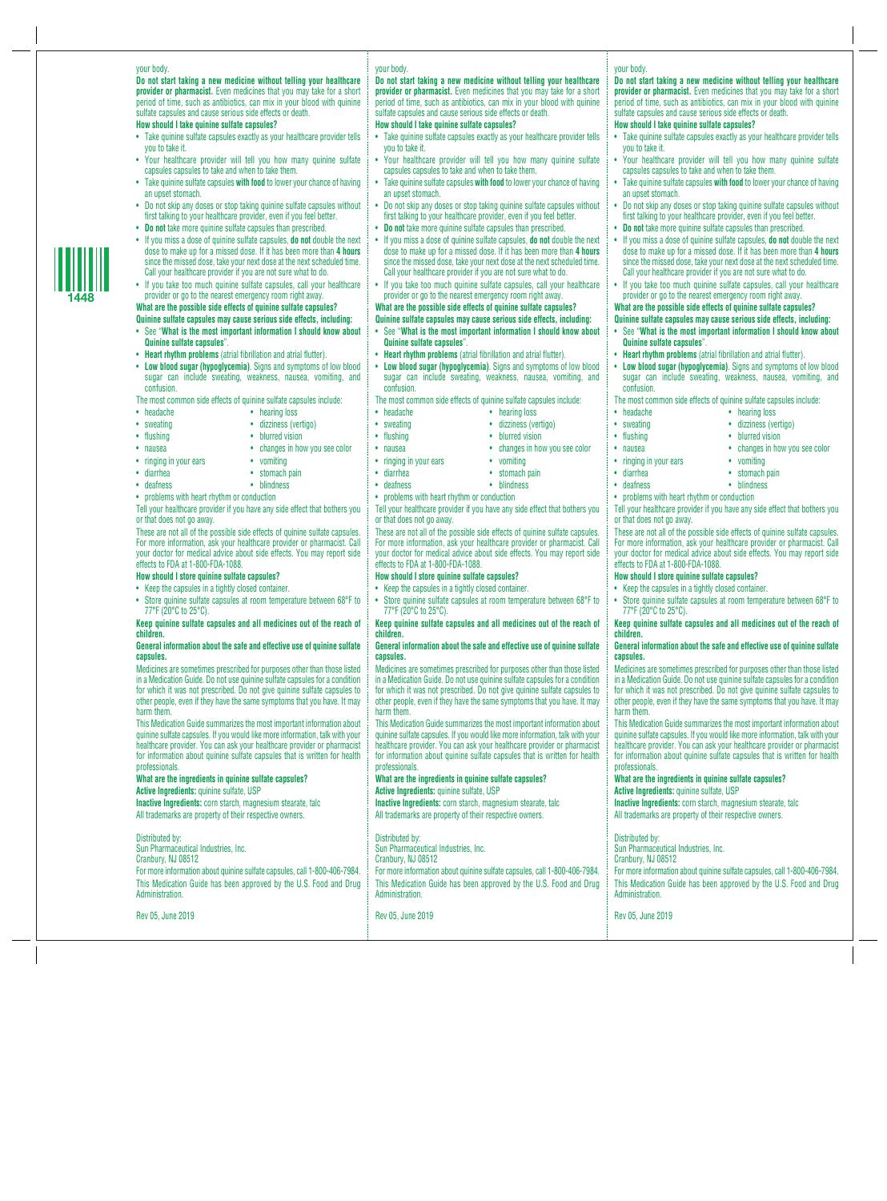your body.

**Do not start taking a new medicine without telling your healthcare provider or pharmacist.** Even medicines that you may take for a short period of time, such as antibiotics, can mix in your blood with quinine sulfate capsules and cause serious side effects or death.

**How should I take quinine sulfate capsules?**

- Take quinine sulfate capsules exactly as your healthcare provider tells you to take it.
- Your healthcare provider will tell you how many quinine sulfate capsules capsules to take and when to take them.
- Take quinine sulfate capsules **with food** to lower your chance of having an upset stomach.
- Do not skip any doses or stop taking quinine sulfate capsules without first talking to your healthcare provider, even if you feel better.
- **Do not** take more quinine sulfate capsules than prescribed.
- If you miss a dose of quinine sulfate capsules, **do not** double the next dose to make up for a missed dose. If it has been more than **4 hours** since the missed dose, take your next dose at the next scheduled time. Call your healthcare provider if you are not sure what to do.
- If you take too much quinine sulfate capsules, call your healthcare provider or go to the nearest emergency room right away.

**What are the possible side effects of quinine sulfate capsules?**

**Quinine sulfate capsules may cause serious side effects, including:**

- See "**What is the most important information I should know about Quinine sulfate capsules**".
- **Heart rhythm problems** (atrial fibrillation and atrial flutter).
- **Low blood sugar (hypoglycemia)**. Signs and symptoms of low blood sugar can include sweating, weakness, nausea, vomiting, and confusion.

The most common side effects of quinine sulfate capsules include:

- headache
- sweating
- flushing
- nausea
- ringing in your ears
- diarrhea
- deafness
- hearing loss
- dizziness (vertigo)
- blurred vision
- changes in how you see color
- vomiting
- stomach pain
- blindness
- problems with heart rhythm or conduction

Tell your healthcare provider if you have any side effect that bothers you or that does not go away.

These are not all of the possible side effects of quinine sulfate capsules. For more information, ask your healthcare provider or pharmacist. Call your doctor for medical advice about side effects. You may report side effects to FDA at 1-800-FDA-1088.

**How should I store quinine sulfate capsules?**

- Keep the capsules in a tightly closed container.
- Store quinine sulfate capsules at room temperature between 68°F to 77°F (20°C to 25°C).

**Keep quinine sulfate capsules and all medicines out of the reach of children.**

**General information about the safe and effective use of quinine sulfate capsules.**

Medicines are sometimes prescribed for purposes other than those listed in a Medication Guide. Do not use quinine sulfate capsules for a condition for which it was not prescribed. Do not give quinine sulfate capsules to other people, even if they have the same symptoms that you have. It may harm them.

This Medication Guide summarizes the most important information about quinine sulfate capsules. If you would like more information, talk with your healthcare provider. You can ask your healthcare provider or pharmacist for information about quinine sulfate capsules that is written for health professionals.

**What are the ingredients in quinine sulfate capsules?**

**Active Ingredients:** quinine sulfate, USP

**Inactive Ingredients:** corn starch, magnesium stearate, talc

All trademarks are property of their respective owners.

Distributed by:
Sun Pharmaceutical Industries, Inc.
Cranbury, NJ 08512

For more information about quinine sulfate capsules, call 1-800-406-7984.

This Medication Guide has been approved by the U.S. Food and Drug Administration.

Rev 05, June 2019

your body.

**Do not start taking a new medicine without telling your healthcare provider or pharmacist.** Even medicines that you may take for a short period of time, such as antibiotics, can mix in your blood with quinine sulfate capsules and cause serious side effects or death.

**How should I take quinine sulfate capsules?**

- Take quinine sulfate capsules exactly as your healthcare provider tells you to take it.
- Your healthcare provider will tell you how many quinine sulfate capsules capsules to take and when to take them.
- Take quinine sulfate capsules **with food** to lower your chance of having an upset stomach.
- Do not skip any doses or stop taking quinine sulfate capsules without first talking to your healthcare provider, even if you feel better.
- **Do not** take more quinine sulfate capsules than prescribed.
- If you miss a dose of quinine sulfate capsules, **do not** double the next dose to make up for a missed dose. If it has been more than **4 hours** since the missed dose, take your next dose at the next scheduled time. Call your healthcare provider if you are not sure what to do.
- If you take too much quinine sulfate capsules, call your healthcare provider or go to the nearest emergency room right away.

**What are the possible side effects of quinine sulfate capsules?**

**Quinine sulfate capsules may cause serious side effects, including:**

- See "**What is the most important information I should know about Quinine sulfate capsules**".
- **Heart rhythm problems** (atrial fibrillation and atrial flutter).
- **Low blood sugar (hypoglycemia)**. Signs and symptoms of low blood sugar can include sweating, weakness, nausea, vomiting, and confusion.

The most common side effects of quinine sulfate capsules include:

- headache
- sweating
- flushing
- nausea
- ringing in your ears
- diarrhea
- deafness
- hearing loss
- dizziness (vertigo)
- blurred vision
- changes in how you see color
- vomiting
- stomach pain
- blindness
- problems with heart rhythm or conduction

Tell your healthcare provider if you have any side effect that bothers you or that does not go away.

These are not all of the possible side effects of quinine sulfate capsules. For more information, ask your healthcare provider or pharmacist. Call your doctor for medical advice about side effects. You may report side effects to FDA at 1-800-FDA-1088.

**How should I store quinine sulfate capsules?**

- Keep the capsules in a tightly closed container.
- Store quinine sulfate capsules at room temperature between 68°F to 77°F (20°C to 25°C).

**Keep quinine sulfate capsules and all medicines out of the reach of children.**

**General information about the safe and effective use of quinine sulfate capsules.**

Medicines are sometimes prescribed for purposes other than those listed in a Medication Guide. Do not use quinine sulfate capsules for a condition for which it was not prescribed. Do not give quinine sulfate capsules to other people, even if they have the same symptoms that you have. It may harm them.

This Medication Guide summarizes the most important information about quinine sulfate capsules. If you would like more information, talk with your healthcare provider. You can ask your healthcare provider or pharmacist for information about quinine sulfate capsules that is written for health professionals.

**What are the ingredients in quinine sulfate capsules?**

**Active Ingredients:** quinine sulfate, USP

**Inactive Ingredients:** corn starch, magnesium stearate, talc

All trademarks are property of their respective owners.

Distributed by:
Sun Pharmaceutical Industries, Inc.
Cranbury, NJ 08512

For more information about quinine sulfate capsules, call 1-800-406-7984.

This Medication Guide has been approved by the U.S. Food and Drug Administration.

Rev 05, June 2019

your body.

**Do not start taking a new medicine without telling your healthcare provider or pharmacist.** Even medicines that you may take for a short period of time, such as antibiotics, can mix in your blood with quinine sulfate capsules and cause serious side effects or death.

**How should I take quinine sulfate capsules?**

- Take quinine sulfate capsules exactly as your healthcare provider tells you to take it.
- Your healthcare provider will tell you how many quinine sulfate capsules capsules to take and when to take them.
- Take quinine sulfate capsules **with food** to lower your chance of having an upset stomach.
- Do not skip any doses or stop taking quinine sulfate capsules without first talking to your healthcare provider, even if you feel better.
- **Do not** take more quinine sulfate capsules than prescribed.
- If you miss a dose of quinine sulfate capsules, **do not** double the next dose to make up for a missed dose. If it has been more than **4 hours** since the missed dose, take your next dose at the next scheduled time. Call your healthcare provider if you are not sure what to do.
- If you take too much quinine sulfate capsules, call your healthcare provider or go to the nearest emergency room right away.

**What are the possible side effects of quinine sulfate capsules?**

**Quinine sulfate capsules may cause serious side effects, including:**

- See "**What is the most important information I should know about Quinine sulfate capsules**".
- **Heart rhythm problems** (atrial fibrillation and atrial flutter).
- **Low blood sugar (hypoglycemia)**. Signs and symptoms of low blood sugar can include sweating, weakness, nausea, vomiting, and confusion.

The most common side effects of quinine sulfate capsules include:

- headache
- sweating
- flushing
- nausea
- ringing in your ears
- diarrhea
- deafness
- hearing loss
- dizziness (vertigo)
- blurred vision
- changes in how you see color
- vomiting
- stomach pain
- blindness
- problems with heart rhythm or conduction

Tell your healthcare provider if you have any side effect that bothers you or that does not go away.

These are not all of the possible side effects of quinine sulfate capsules. For more information, ask your healthcare provider or pharmacist. Call your doctor for medical advice about side effects. You may report side effects to FDA at 1-800-FDA-1088.

**How should I store quinine sulfate capsules?**

- Keep the capsules in a tightly closed container.
- Store quinine sulfate capsules at room temperature between 68°F to 77°F (20°C to 25°C).

**Keep quinine sulfate capsules and all medicines out of the reach of children.**

**General information about the safe and effective use of quinine sulfate capsules.**

Medicines are sometimes prescribed for purposes other than those listed in a Medication Guide. Do not use quinine sulfate capsules for a condition for which it was not prescribed. Do not give quinine sulfate capsules to other people, even if they have the same symptoms that you have. It may harm them.

This Medication Guide summarizes the most important information about quinine sulfate capsules. If you would like more information, talk with your healthcare provider. You can ask your healthcare provider or pharmacist for information about quinine sulfate capsules that is written for health professionals.

**What are the ingredients in quinine sulfate capsules?**

**Active Ingredients:** quinine sulfate, USP

**Inactive Ingredients:** corn starch, magnesium stearate, talc

All trademarks are property of their respective owners.

Distributed by:
Sun Pharmaceutical Industries, Inc.
Cranbury, NJ 08512

For more information about quinine sulfate capsules, call 1-800-406-7984.

This Medication Guide has been approved by the U.S. Food and Drug Administration.

Rev 05, June 2019